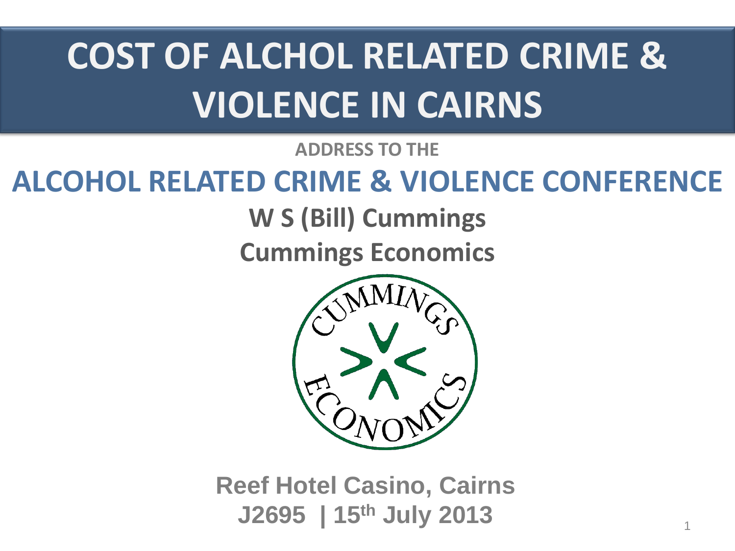# COST OF ALCHOL RELATED CRIME & VIOLENCE IN CAIRNS

ADDRESS TO THE

## ALCOHOL RELATED CRIME & VIOLENCE CONFERENCE

**W S (Bill) Cummings**

**Cummings Economics**

**Reef Hotel Casino, Cairns**

**J2695 | 15th July 2013**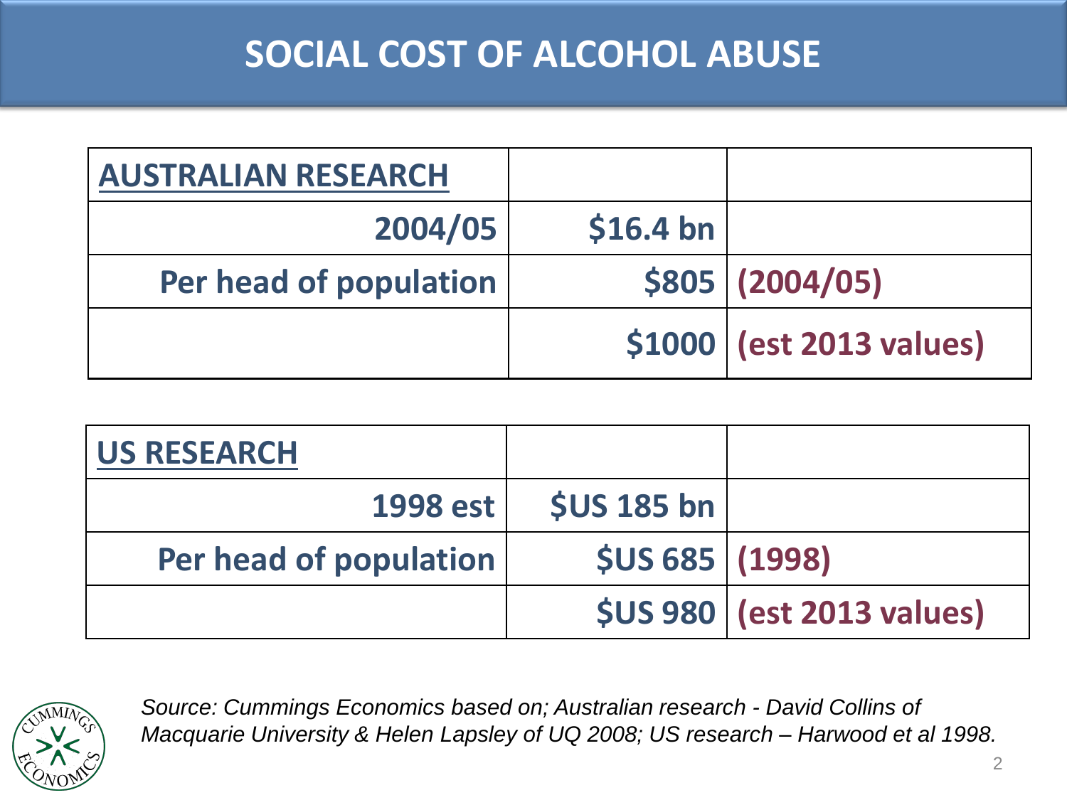# SOCIAL COST OF ALCOHOL ABUSE

| AUSTRALIAN RESEARCH | | |
|---|---|---|
| 2004/05 | $16.4 bn | |
| Per head of population | $805 | (2004/05) |
| | $1000 | (est 2013 values) |

| US RESEARCH | | |
|---|---|---|
| 1998 est | $US 185 bn | |
| Per head of population | $US 685 | (1998) |
| | $US 980 | (est 2013 values) |

*Source: Cummings Economics based on; Australian research - David Collins of Macquarie University & Helen Lapsley of UQ 2008; US research – Harwood et al 1998.*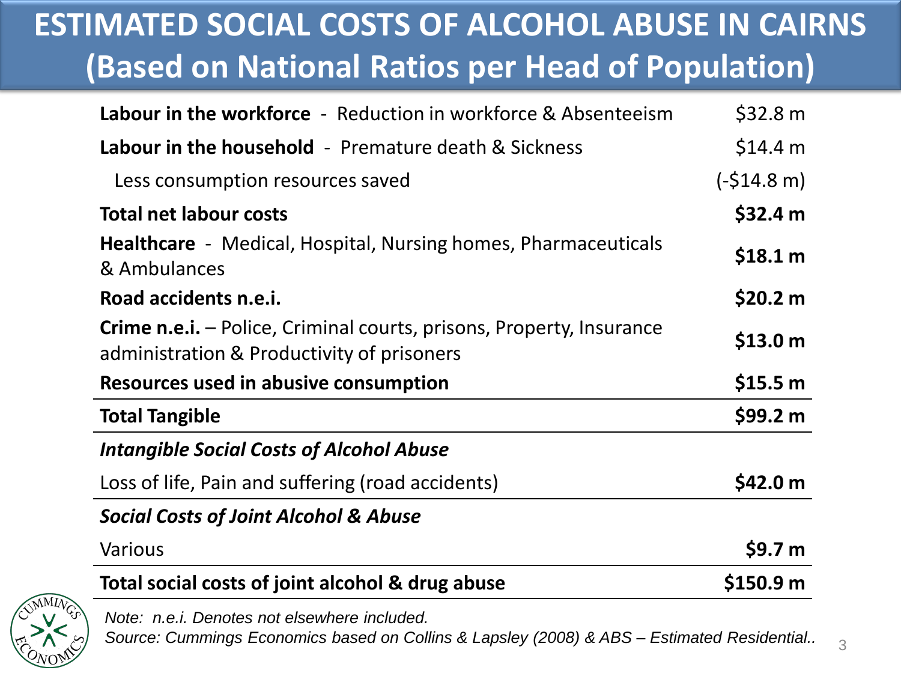# ESTIMATED SOCIAL COSTS OF ALCOHOL ABUSE IN CAIRNS (Based on National Ratios per Head of Population)

| Item | Cost |
|---|---|
| **Labour in the workforce** - Reduction in workforce & Absenteeism | $32.8 m |
| **Labour in the household** - Premature death & Sickness | $14.4 m |
| Less consumption resources saved | (-$14.8 m) |
| **Total net labour costs** | **$32.4 m** |
| **Healthcare** - Medical, Hospital, Nursing homes, Pharmaceuticals & Ambulances | **$18.1 m** |
| **Road accidents n.e.i.** | **$20.2 m** |
| **Crime n.e.i.** – Police, Criminal courts, prisons, Property, Insurance administration & Productivity of prisoners | **$13.0 m** |
| **Resources used in abusive consumption** | **$15.5 m** |
| **Total Tangible** | **$99.2 m** |
| ***Intangible Social Costs of Alcohol Abuse*** | |
| Loss of life, Pain and suffering (road accidents) | **$42.0 m** |
| ***Social Costs of Joint Alcohol & Abuse*** | |
| Various | **$9.7 m** |
| **Total social costs of joint alcohol & drug abuse** | **$150.9 m** |

*Note: n.e.i. Denotes not elsewhere included.*

*Source: Cummings Economics based on Collins & Lapsley (2008) & ABS – Estimated Residential..*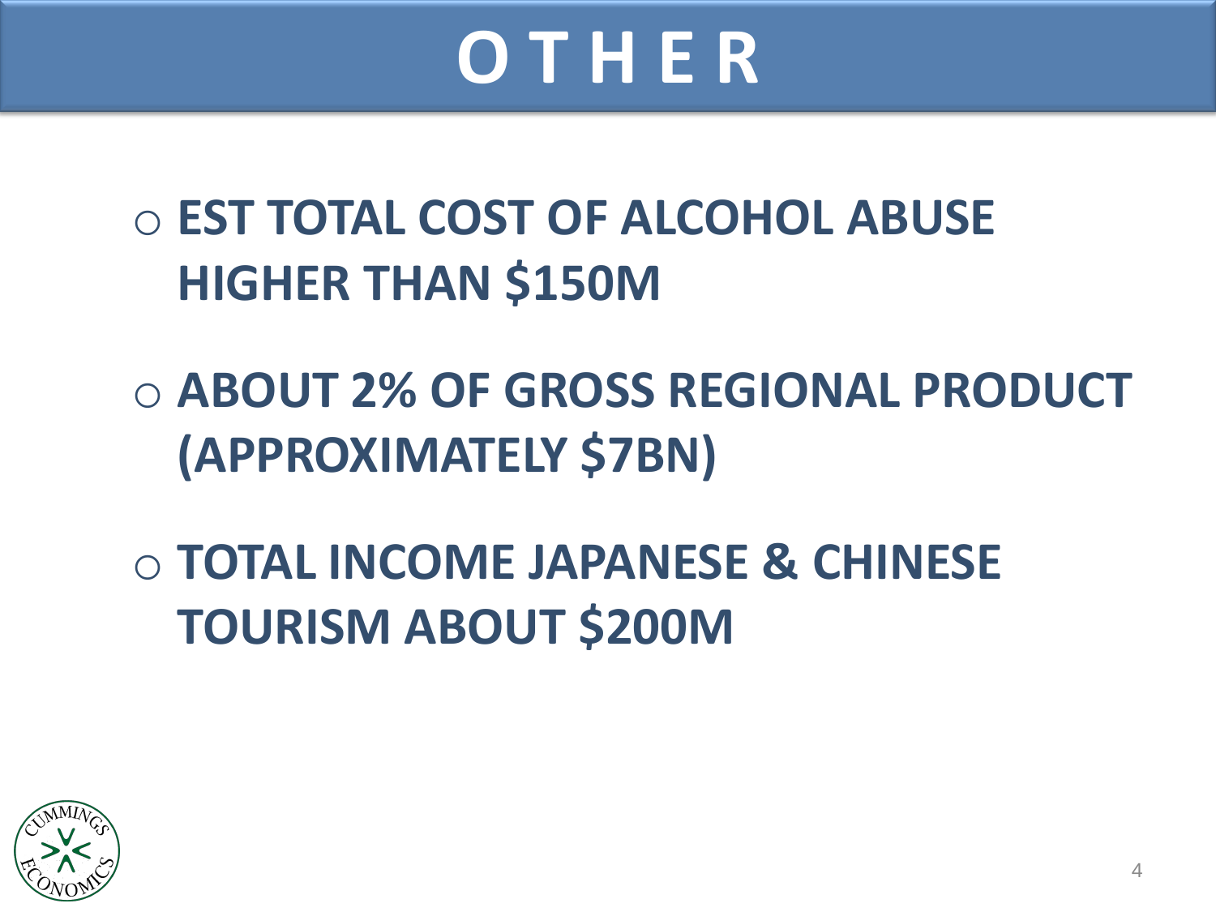# OTHER

- **EST TOTAL COST OF ALCOHOL ABUSE HIGHER THAN $150M**
- **ABOUT 2% OF GROSS REGIONAL PRODUCT (APPROXIMATELY $7BN)**
- **TOTAL INCOME JAPANESE & CHINESE TOURISM ABOUT $200M**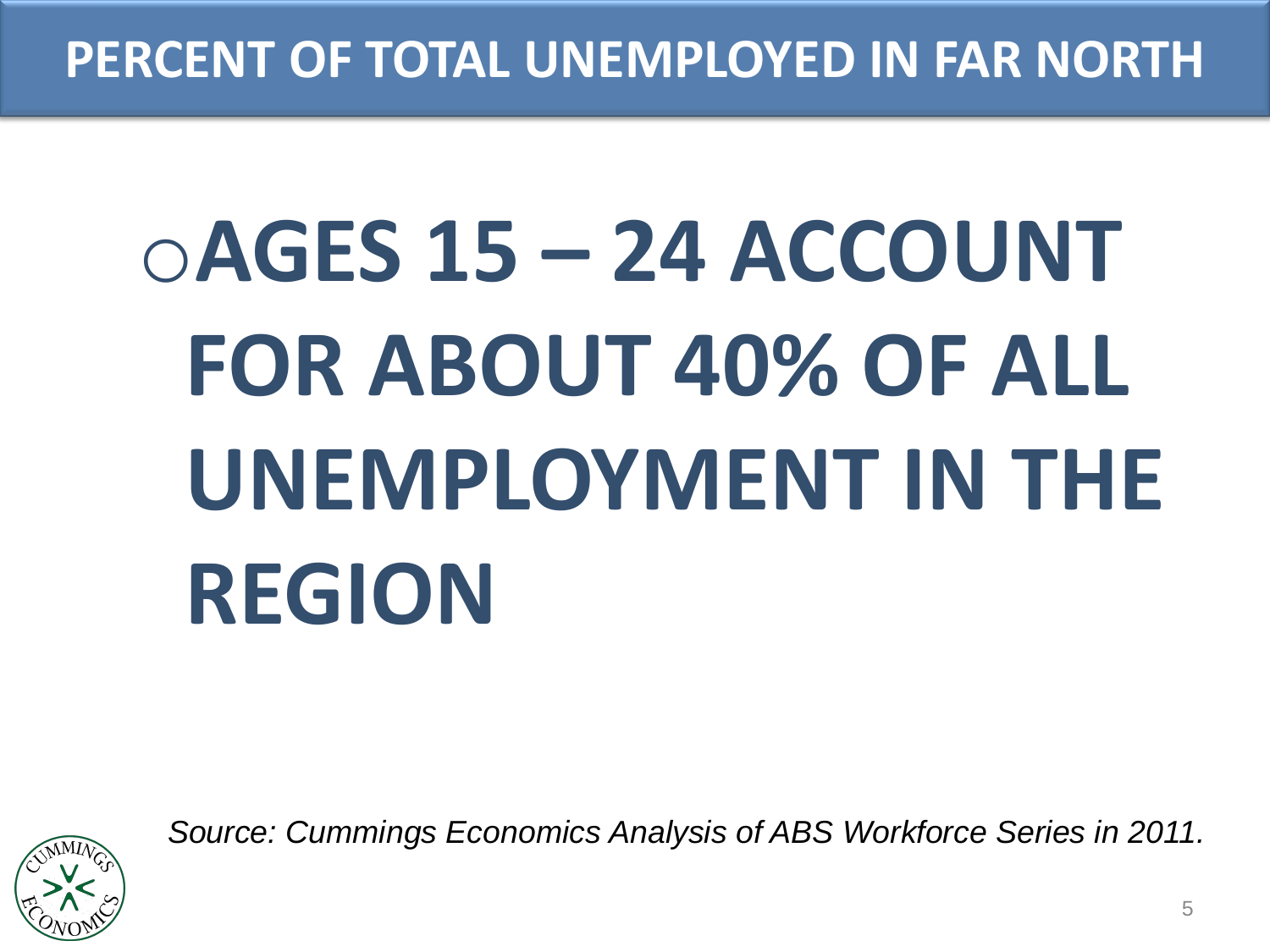# PERCENT OF TOTAL UNEMPLOYED IN FAR NORTH

- **AGES 15 – 24 ACCOUNT FOR ABOUT 40% OF ALL UNEMPLOYMENT IN THE REGION**

*Source: Cummings Economics Analysis of ABS Workforce Series in 2011.*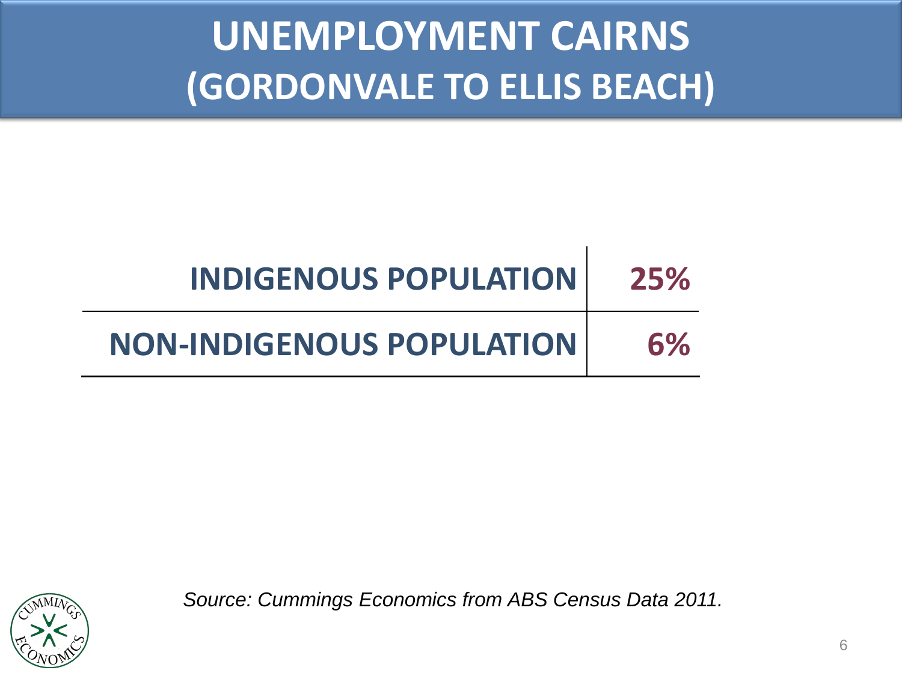# UNEMPLOYMENT CAIRNS (GORDONVALE TO ELLIS BEACH)

| | |
|---|---|
| **INDIGENOUS POPULATION** | **25%** |
| **NON-INDIGENOUS POPULATION** | **6%** |

*Source: Cummings Economics from ABS Census Data 2011.*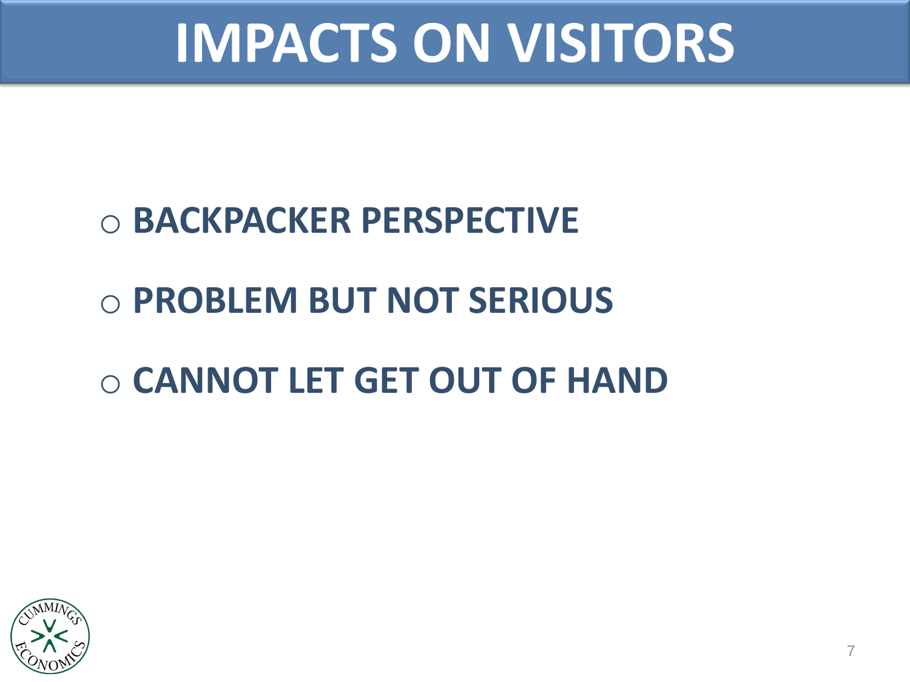# IMPACTS ON VISITORS

- **BACKPACKER PERSPECTIVE**
- **PROBLEM BUT NOT SERIOUS**
- **CANNOT LET GET OUT OF HAND**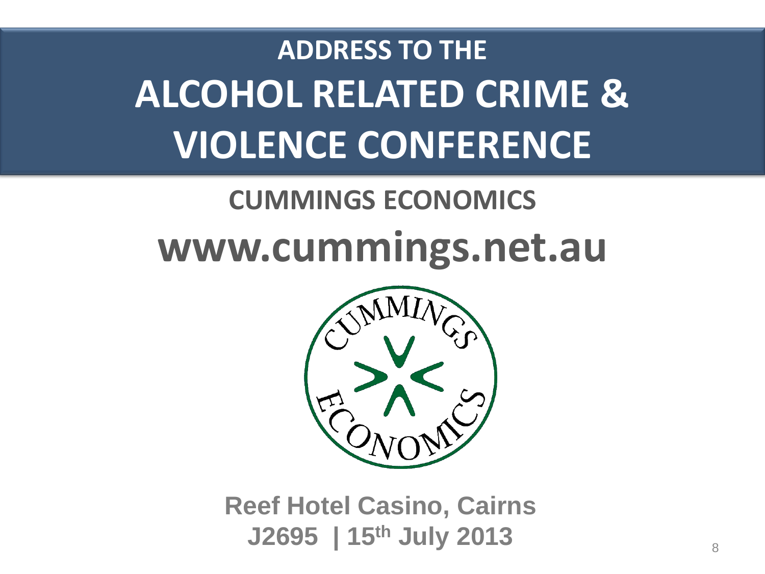# ADDRESS TO THE
# ALCOHOL RELATED CRIME & VIOLENCE CONFERENCE

## CUMMINGS ECONOMICS

## www.cummings.net.au

**Reef Hotel Casino, Cairns**
**J2695 | 15th July 2013**